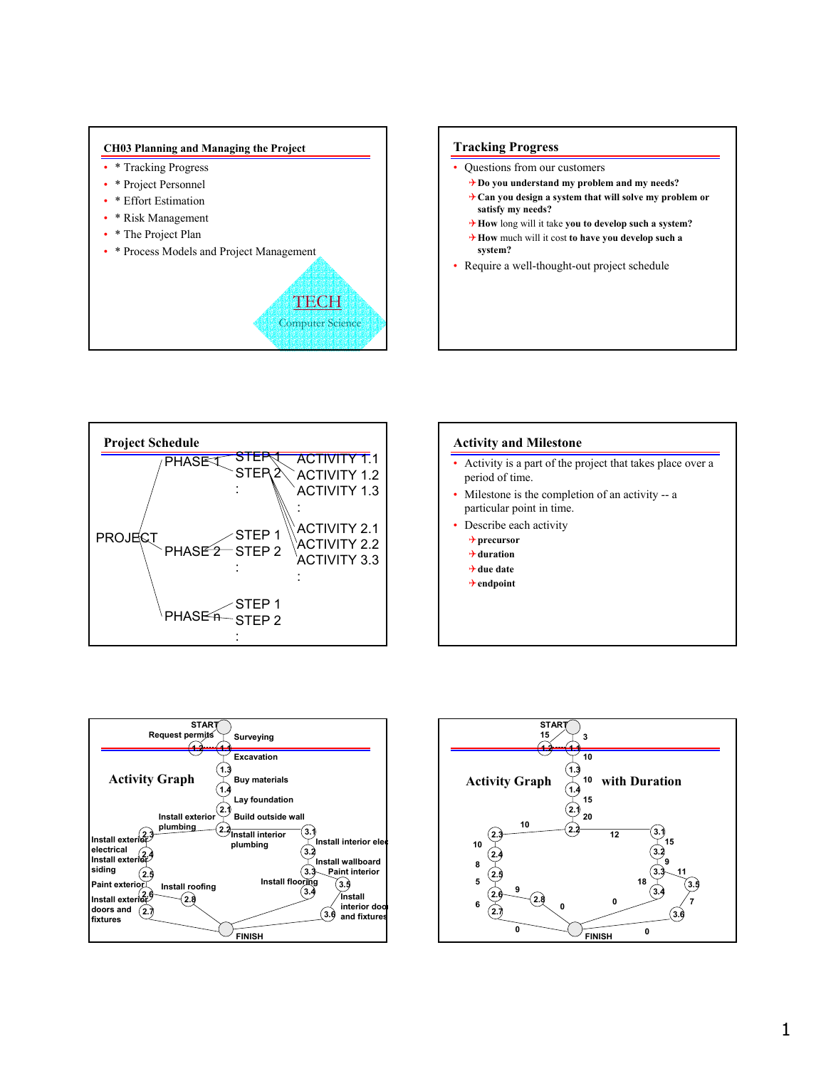## CH03 Planning and Managing the Project

- * Tracking Progress
- * Project Personnel
- * Effort Estimation
- * Risk Management
- * The Project Plan
- * Process Models and Project Management

TECH
Computer Science

## Tracking Progress

- Questions from our customers
  - **Do you understand my problem and my needs?**
  - **Can you design a system that will solve my problem or satisfy my needs?**
  - **How** long will it take **you to develop such a system?**
  - **How** much will it cost **to have you develop such a system?**
- Require a well-thought-out project schedule

## Project Schedule

PROJECT
- PHASE 1
  - STEP 1
    - ACTIVITY 1.1
    - ACTIVITY 1.2
    - ACTIVITY 1.3
    - :
  - STEP 2
    - ACTIVITY 2.1
    - ACTIVITY 2.2
    - ACTIVITY 3.3
    - :
  - :
- PHASE 2
  - STEP 1
  - STEP 2
  - :
- PHASE n
  - STEP 1
  - STEP 2
  - :

## Activity and Milestone

- Activity is a part of the project that takes place over a period of time.
- Milestone is the completion of an activity -- a particular point in time.
- Describe each activity
  - **precursor**
  - **duration**
  - **due date**
  - **endpoint**

## Activity Graph

START
- Request permits (1.2)
- Surveying (1.1)
- Excavation (1.3)
- Buy materials (1.4)
- Lay foundation (2.1)
- Build outside wall (2.2)
- Install exterior plumbing (2.3)
- Install exterior electrical (2.4)
- Install exterior siding (2.5)
- Paint exterior (2.6)
- Install exterior doors and fixtures (2.7)
- Install roofing (2.8)
- Install interior plumbing (3.1)
- Install interior electrical (3.2)
- Install wallboard (3.3)
- Paint interior (3.5)
- Install flooring (3.4)
- Install interior doors and fixtures (3.6)

FINISH

## Activity Graph with Duration

START → 1.2: 15; START → 1.1: 3; 1.1 → 1.3: 10; 1.3 → 1.4: 10; 1.4 → 2.1: 15; 2.1 → 2.2: 20; 2.2 → 2.3: 10; 2.3 → 2.4: 10; 2.4 → 2.5: 8; 2.5 → 2.6: 5; 2.6 → 2.7: 6; 2.6 → 2.8: 9; 2.8 → FINISH: 0; 2.7 → FINISH: 0; 2.2 → 3.1: 12; 3.1 → 3.2: 15; 3.2 → 3.3: 9; 3.3 → 3.5: 11; 3.3 → 3.4: 18; 3.5 → 3.6: 7; 3.4 → FINISH: 0; 3.6 → FINISH: 0

FINISH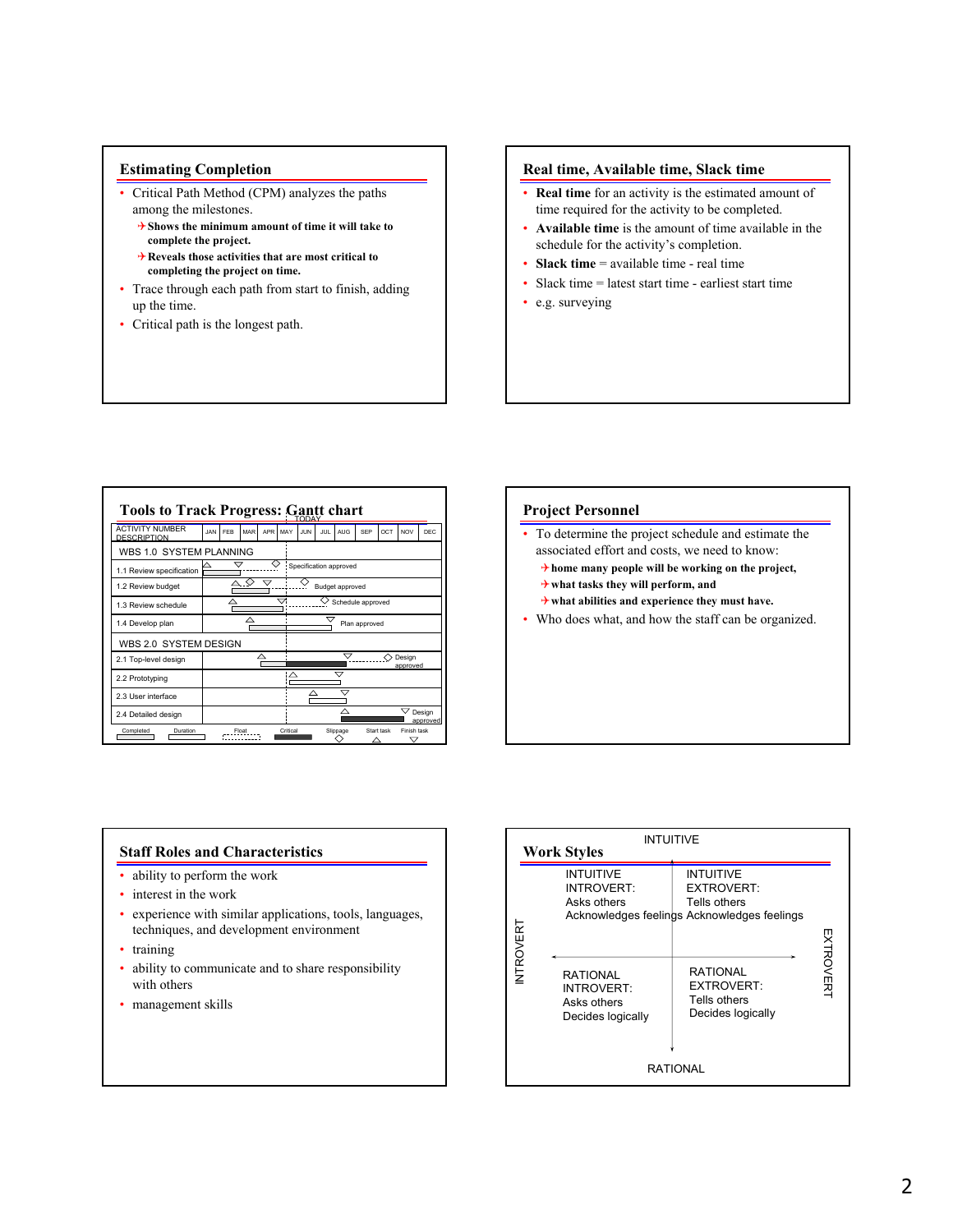## Estimating Completion

- Critical Path Method (CPM) analyzes the paths among the milestones.
  - **Shows the minimum amount of time it will take to complete the project.**
  - **Reveals those activities that are most critical to completing the project on time.**
- Trace through each path from start to finish, adding up the time.
- Critical path is the longest path.

## Real time, Available time, Slack time

- **Real time** for an activity is the estimated amount of time required for the activity to be completed.
- **Available time** is the amount of time available in the schedule for the activity's completion.
- **Slack time** = available time - real time
- Slack time = latest start time - earliest start time
- e.g. surveying

## Tools to Track Progress: Gantt chart

| ACTIVITY NUMBER DESCRIPTION | JAN | FEB | MAR | APR | MAY | JUN | JUL | AUG | SEP | OCT | NOV | DEC |
|---|---|---|---|---|---|---|---|---|---|---|---|---|
| WBS 1.0 SYSTEM PLANNING | | | | | | | | | | | | |
| 1.1 Review specification | | | | | | Specification approved | | | | | | |
| 1.2 Review budget | | | | | | | Budget approved | | | | | |
| 1.3 Review schedule | | | | | | | | Schedule approved | | | | |
| 1.4 Develop plan | | | | | | | | | Plan approved | | | |
| WBS 2.0 SYSTEM DESIGN | | | | | | | | | | | | |
| 2.1 Top-level design | | | | | | | | | | Design approved | | |
| 2.2 Prototyping | | | | | | | | | | | | |
| 2.3 User interface | | | | | | | | | | | | |
| 2.4 Detailed design | | | | | | | | | | | | Design approved |

TODAY

Legend: Completed, Duration, Float, Critical, Slippage, Start task, Finish task

## Project Personnel

- To determine the project schedule and estimate the associated effort and costs, we need to know:
  - **home many people will be working on the project,**
  - **what tasks they will perform, and**
  - **what abilities and experience they must have.**
- Who does what, and how the staff can be organized.

## Staff Roles and Characteristics

- ability to perform the work
- interest in the work
- experience with similar applications, tools, languages, techniques, and development environment
- training
- ability to communicate and to share responsibility with others
- management skills

## Work Styles

INTUITIVE

INTROVERT — EXTROVERT

| | |
|---|---|
| INTUITIVE INTROVERT: Asks others Acknowledges feelings | INTUITIVE EXTROVERT: Tells others Acknowledges feelings |
| RATIONAL INTROVERT: Asks others Decides logically | RATIONAL EXTROVERT: Tells others Decides logically |

RATIONAL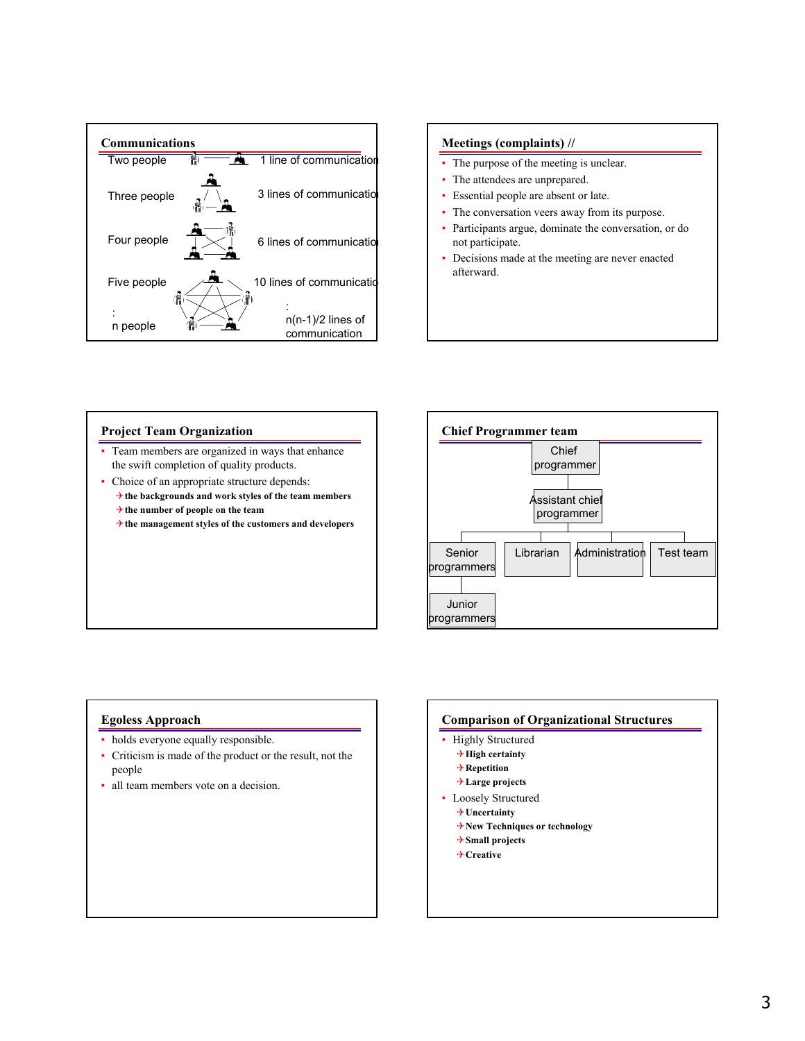## Communications

| | |
|---|---|
| Two people | 1 line of communication |
| Three people | 3 lines of communication |
| Four people | 6 lines of communication |
| Five people | 10 lines of communication |
| : | : |
| n people | $n(n-1)/2$ lines of communication |

## Meetings (complaints) //

- The purpose of the meeting is unclear.
- The attendees are unprepared.
- Essential people are absent or late.
- The conversation veers away from its purpose.
- Participants argue, dominate the conversation, or do not participate.
- Decisions made at the meeting are never enacted afterward.

## Project Team Organization

- Team members are organized in ways that enhance the swift completion of quality products.
- Choice of an appropriate structure depends:
  - **the backgrounds and work styles of the team members**
  - **the number of people on the team**
  - **the management styles of the customers and developers**

## Chief Programmer team

- Chief programmer
  - Assistant chief programmer
    - Senior programmers
      - Junior programmers
    - Librarian
    - Administration
    - Test team

## Egoless Approach

- holds everyone equally responsible.
- Criticism is made of the product or the result, not the people
- all team members vote on a decision.

## Comparison of Organizational Structures

- Highly Structured
  - **High certainty**
  - **Repetition**
  - **Large projects**
- Loosely Structured
  - **Uncertainty**
  - **New Techniques or technology**
  - **Small projects**
  - **Creative**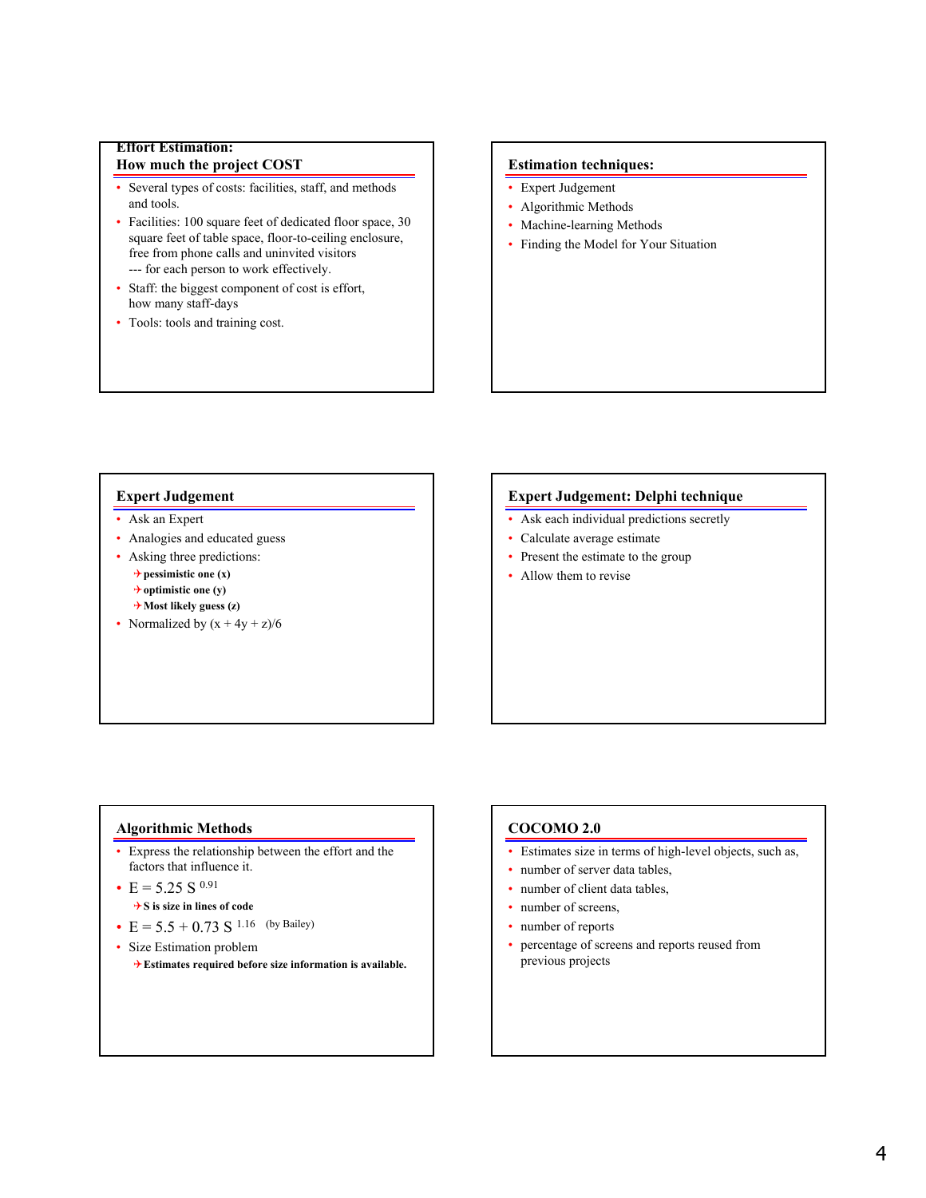## Effort Estimation: How much the project COST

- Several types of costs: facilities, staff, and methods and tools.
- Facilities: 100 square feet of dedicated floor space, 30 square feet of table space, floor-to-ceiling enclosure, free from phone calls and uninvited visitors --- for each person to work effectively.
- Staff: the biggest component of cost is effort, how many staff-days
- Tools: tools and training cost.

## Estimation techniques:

- Expert Judgement
- Algorithmic Methods
- Machine-learning Methods
- Finding the Model for Your Situation

## Expert Judgement

- Ask an Expert
- Analogies and educated guess
- Asking three predictions:
  - **pessimistic one (x)**
  - **optimistic one (y)**
  - **Most likely guess (z)**
- Normalized by $(x + 4y + z)/6$

## Expert Judgement: Delphi technique

- Ask each individual predictions secretly
- Calculate average estimate
- Present the estimate to the group
- Allow them to revise

## Algorithmic Methods

- Express the relationship between the effort and the factors that influence it.
- $E = 5.25\ S^{0.91}$
  - **S is size in lines of code**
- $E = 5.5 + 0.73\ S^{1.16}$ (by Bailey)
- Size Estimation problem
  - **Estimates required before size information is available.**

## COCOMO 2.0

- Estimates size in terms of high-level objects, such as,
- number of server data tables,
- number of client data tables,
- number of screens,
- number of reports
- percentage of screens and reports reused from previous projects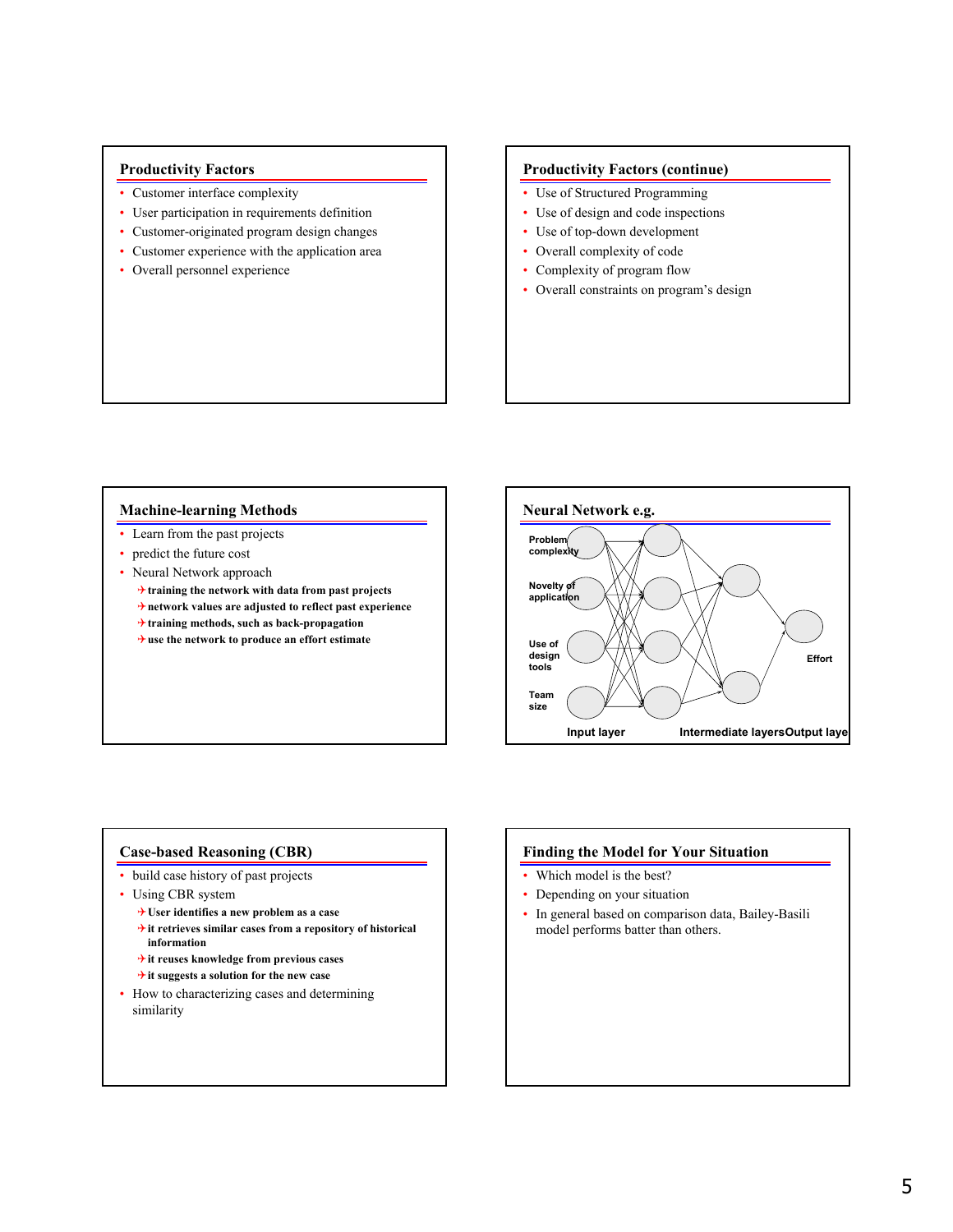## Productivity Factors

- Customer interface complexity
- User participation in requirements definition
- Customer-originated program design changes
- Customer experience with the application area
- Overall personnel experience

## Productivity Factors (continue)

- Use of Structured Programming
- Use of design and code inspections
- Use of top-down development
- Overall complexity of code
- Complexity of program flow
- Overall constraints on program's design

## Machine-learning Methods

- Learn from the past projects
- predict the future cost
- Neural Network approach
  - **training the network with data from past projects**
  - **network values are adjusted to reflect past experience**
  - **training methods, such as back-propagation**
  - **use the network to produce an effort estimate**

## Neural Network e.g.

Problem complexity

Novelty of application

Use of design tools

Team size

Effort

Input layer — Intermediate layers — Output layer

## Case-based Reasoning (CBR)

- build case history of past projects
- Using CBR system
  - **User identifies a new problem as a case**
  - **it retrieves similar cases from a repository of historical information**
  - **it reuses knowledge from previous cases**
  - **it suggests a solution for the new case**
- How to characterizing cases and determining similarity

## Finding the Model for Your Situation

- Which model is the best?
- Depending on your situation
- In general based on comparison data, Bailey-Basili model performs batter than others.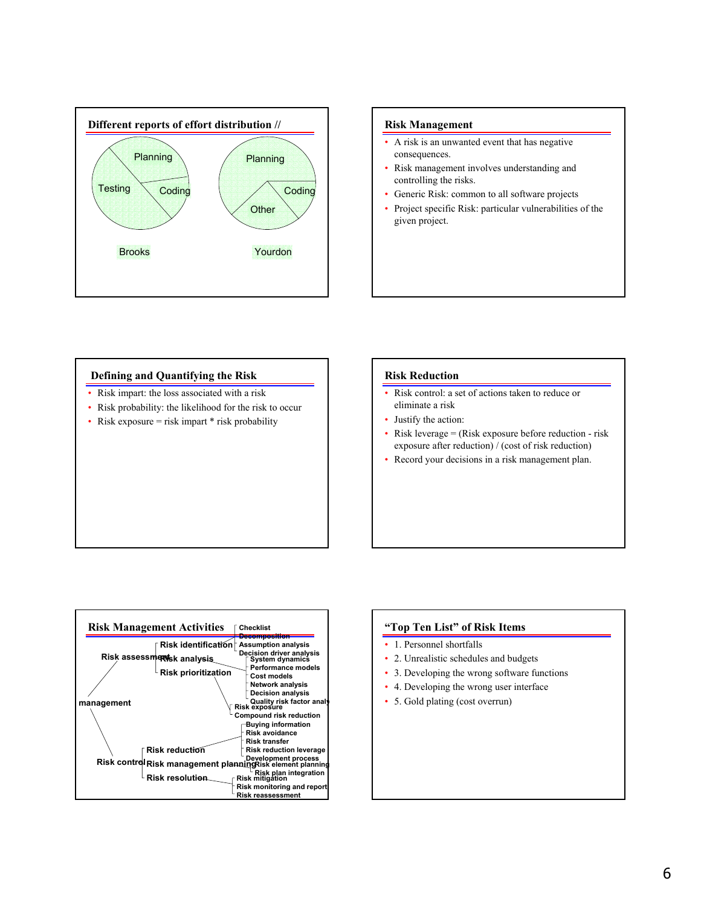## Different reports of effort distribution //

Brooks: Planning, Testing, Coding

Yourdon: Planning, Coding, Other

## Risk Management

- A risk is an unwanted event that has negative consequences.
- Risk management involves understanding and controlling the risks.
- Generic Risk: common to all software projects
- Project specific Risk: particular vulnerabilities of the given project.

## Defining and Quantifying the Risk

- Risk impart: the loss associated with a risk
- Risk probability: the likelihood for the risk to occur
- Risk exposure = risk impart * risk probability

## Risk Reduction

- Risk control: a set of actions taken to reduce or eliminate a risk
- Justify the action:
- Risk leverage = (Risk exposure before reduction - risk exposure after reduction) / (cost of risk reduction)
- Record your decisions in a risk management plan.

## Risk Management Activities

- management
  - Risk assessment
    - Risk identification
      - Checklist
      - Decomposition
      - Assumption analysis
      - Decision driver analysis
    - Risk analysis
      - System dynamics
      - Performance models
      - Cost models
      - Network analysis
      - Decision analysis
      - Quality risk factor analysis
    - Risk prioritization
      - Risk exposure
      - Compound risk reduction
  - Risk control
    - Risk reduction
      - Buying information
      - Risk avoidance
      - Risk transfer
      - Risk reduction leverage
      - Development process
    - Risk management planning
      - Risk element planning
      - Risk plan integration
    - Risk resolution
      - Risk mitigation
      - Risk monitoring and report
      - Risk reassessment

## "Top Ten List" of Risk Items

- 1. Personnel shortfalls
- 2. Unrealistic schedules and budgets
- 3. Developing the wrong software functions
- 4. Developing the wrong user interface
- 5. Gold plating (cost overrun)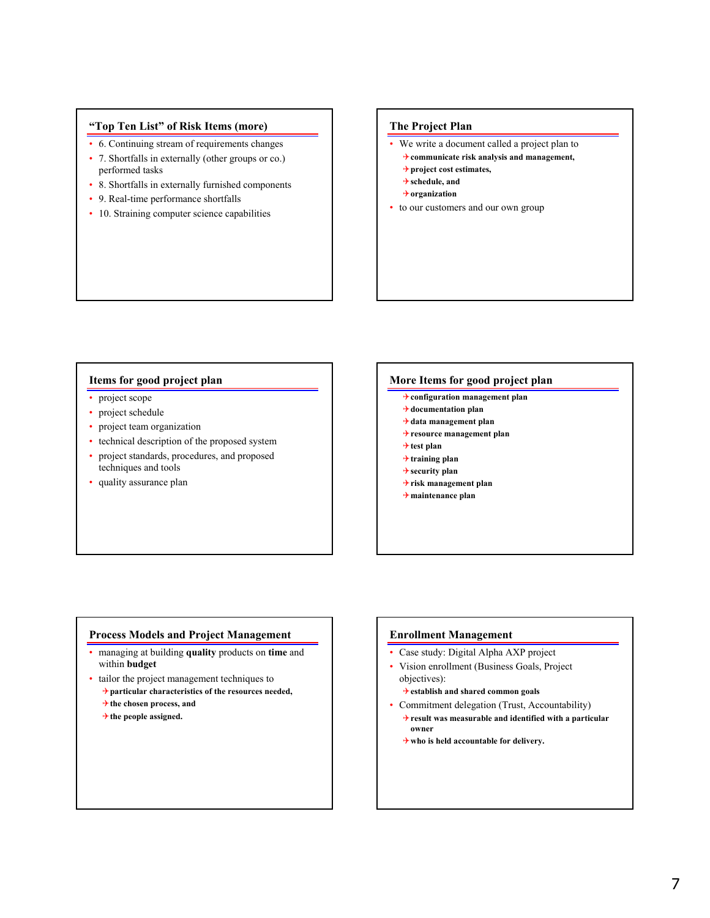## "Top Ten List" of Risk Items (more)

- 6. Continuing stream of requirements changes
- 7. Shortfalls in externally (other groups or co.) performed tasks
- 8. Shortfalls in externally furnished components
- 9. Real-time performance shortfalls
- 10. Straining computer science capabilities

## The Project Plan

- We write a document called a project plan to
  - **communicate risk analysis and management,**
  - **project cost estimates,**
  - **schedule, and**
  - **organization**
- to our customers and our own group

## Items for good project plan

- project scope
- project schedule
- project team organization
- technical description of the proposed system
- project standards, procedures, and proposed techniques and tools
- quality assurance plan

## More Items for good project plan

- **configuration management plan**
- **documentation plan**
- **data management plan**
- **resource management plan**
- **test plan**
- **training plan**
- **security plan**
- **risk management plan**
- **maintenance plan**

## Process Models and Project Management

- managing at building **quality** products on **time** and within **budget**
- tailor the project management techniques to
  - **particular characteristics of the resources needed,**
  - **the chosen process, and**
  - **the people assigned.**

## Enrollment Management

- Case study: Digital Alpha AXP project
- Vision enrollment (Business Goals, Project objectives):
  - **establish and shared common goals**
- Commitment delegation (Trust, Accountability)
  - **result was measurable and identified with a particular owner**
  - **who is held accountable for delivery.**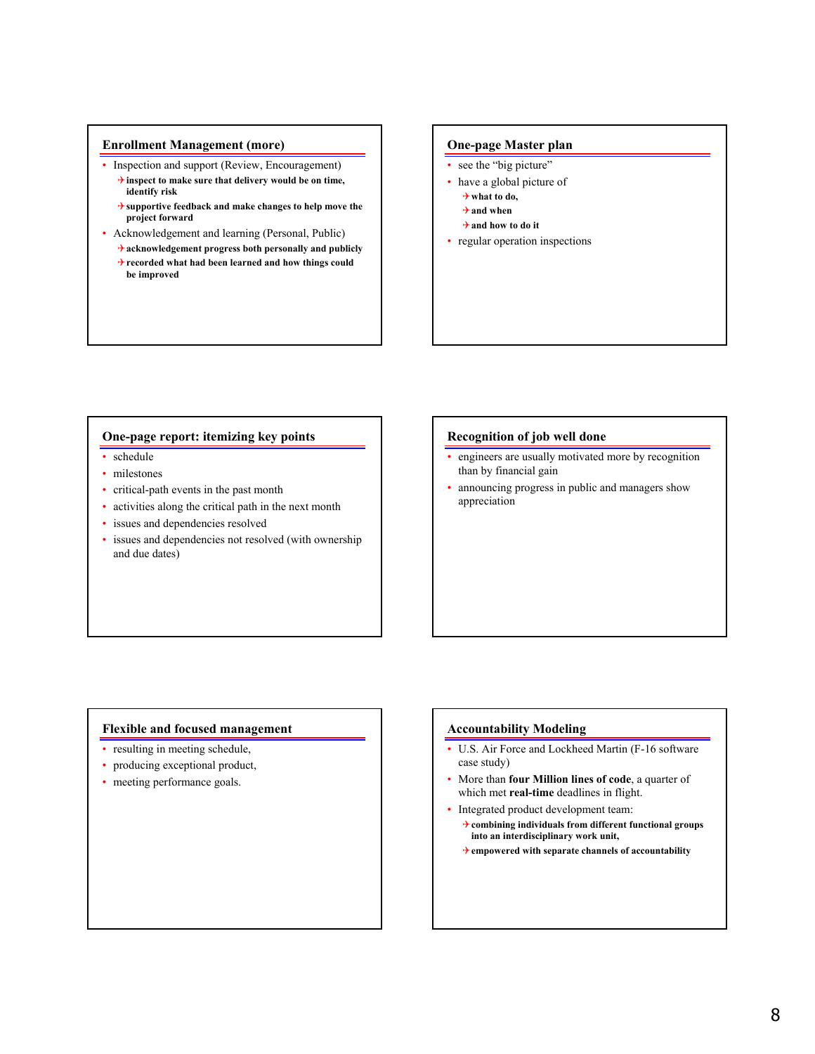## Enrollment Management (more)

- Inspection and support (Review, Encouragement)
  - **inspect to make sure that delivery would be on time, identify risk**
  - **supportive feedback and make changes to help move the project forward**
- Acknowledgement and learning (Personal, Public)
  - **acknowledgement progress both personally and publicly**
  - **recorded what had been learned and how things could be improved**

## One-page Master plan

- see the "big picture"
- have a global picture of
  - **what to do,**
  - **and when**
  - **and how to do it**
- regular operation inspections

## One-page report: itemizing key points

- schedule
- milestones
- critical-path events in the past month
- activities along the critical path in the next month
- issues and dependencies resolved
- issues and dependencies not resolved (with ownership and due dates)

## Recognition of job well done

- engineers are usually motivated more by recognition than by financial gain
- announcing progress in public and managers show appreciation

## Flexible and focused management

- resulting in meeting schedule,
- producing exceptional product,
- meeting performance goals.

## Accountability Modeling

- U.S. Air Force and Lockheed Martin (F-16 software case study)
- More than **four Million lines of code**, a quarter of which met **real-time** deadlines in flight.
- Integrated product development team:
  - **combining individuals from different functional groups into an interdisciplinary work unit,**
  - **empowered with separate channels of accountability**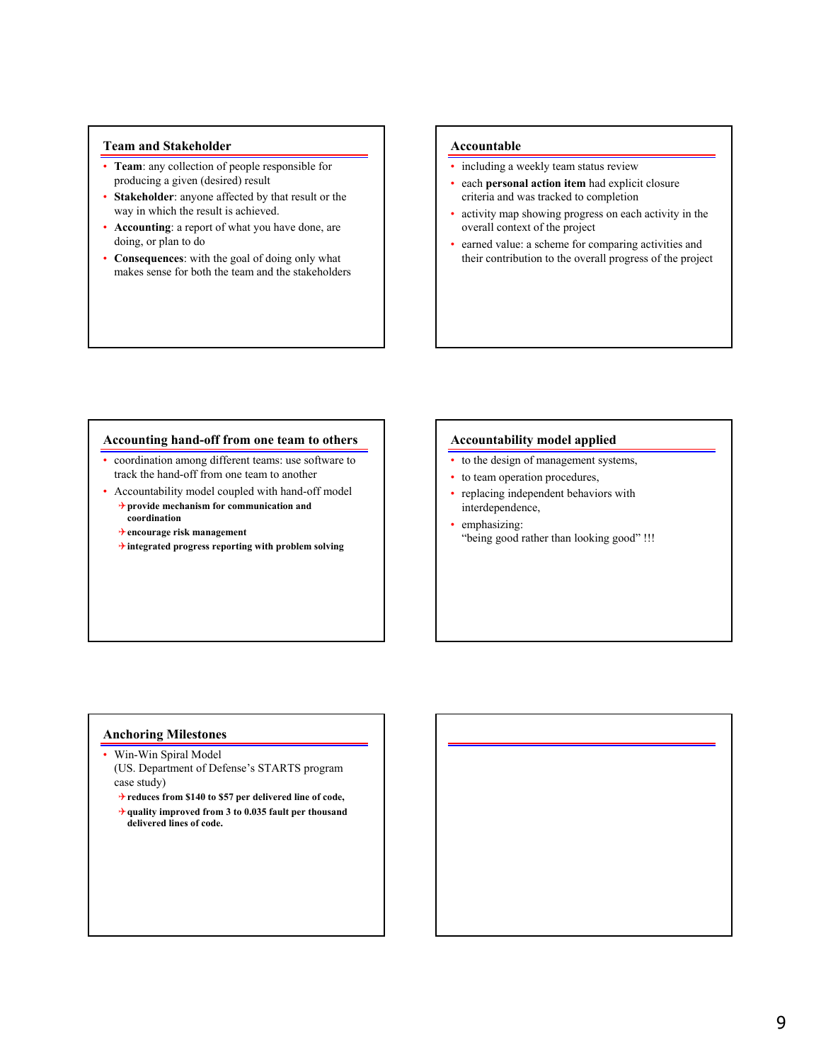## Team and Stakeholder

- **Team**: any collection of people responsible for producing a given (desired) result
- **Stakeholder**: anyone affected by that result or the way in which the result is achieved.
- **Accounting**: a report of what you have done, are doing, or plan to do
- **Consequences**: with the goal of doing only what makes sense for both the team and the stakeholders

## Accountable

- including a weekly team status review
- each **personal action item** had explicit closure criteria and was tracked to completion
- activity map showing progress on each activity in the overall context of the project
- earned value: a scheme for comparing activities and their contribution to the overall progress of the project

## Accounting hand-off from one team to others

- coordination among different teams: use software to track the hand-off from one team to another
- Accountability model coupled with hand-off model
  - **provide mechanism for communication and coordination**
  - **encourage risk management**
  - **integrated progress reporting with problem solving**

## Accountability model applied

- to the design of management systems,
- to team operation procedures,
- replacing independent behaviors with interdependence,
- emphasizing:
  "being good rather than looking good" !!!

## Anchoring Milestones

- Win-Win Spiral Model
  (US. Department of Defense's STARTS program case study)
  - **reduces from $140 to $57 per delivered line of code,**
  - **quality improved from 3 to 0.035 fault per thousand delivered lines of code.**